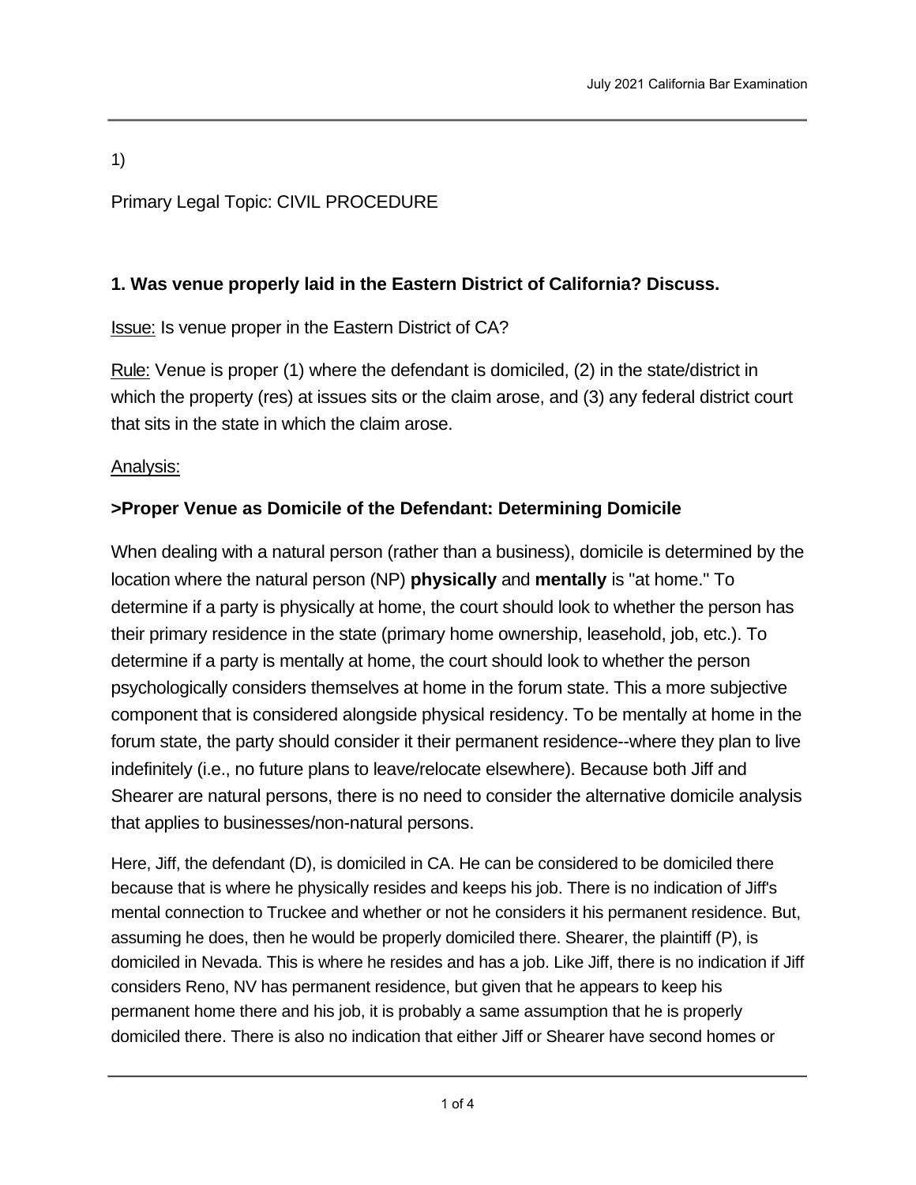1)

Primary Legal Topic: CIVIL PROCEDURE

**1. Was venue properly laid in the Eastern District of California? Discuss.**

<u>Issue:</u> Is venue proper in the Eastern District of CA?

<u>Rule:</u> Venue is proper (1) where the defendant is domiciled, (2) in the state/district in which the property (res) at issues sits or the claim arose, and (3) any federal district court that sits in the state in which the claim arose.

<u>Analysis:</u>

**>Proper Venue as Domicile of the Defendant: Determining Domicile**

When dealing with a natural person (rather than a business), domicile is determined by the location where the natural person (NP) **physically** and **mentally** is "at home." To determine if a party is physically at home, the court should look to whether the person has their primary residence in the state (primary home ownership, leasehold, job, etc.). To determine if a party is mentally at home, the court should look to whether the person psychologically considers themselves at home in the forum state. This a more subjective component that is considered alongside physical residency. To be mentally at home in the forum state, the party should consider it their permanent residence--where they plan to live indefinitely (i.e., no future plans to leave/relocate elsewhere). Because both Jiff and Shearer are natural persons, there is no need to consider the alternative domicile analysis that applies to businesses/non-natural persons.

Here, Jiff, the defendant (D), is domiciled in CA. He can be considered to be domiciled there because that is where he physically resides and keeps his job. There is no indication of Jiff's mental connection to Truckee and whether or not he considers it his permanent residence. But, assuming he does, then he would be properly domiciled there. Shearer, the plaintiff (P), is domiciled in Nevada. This is where he resides and has a job. Like Jiff, there is no indication if Jiff considers Reno, NV has permanent residence, but given that he appears to keep his permanent home there and his job, it is probably a same assumption that he is properly domiciled there. There is also no indication that either Jiff or Shearer have second homes or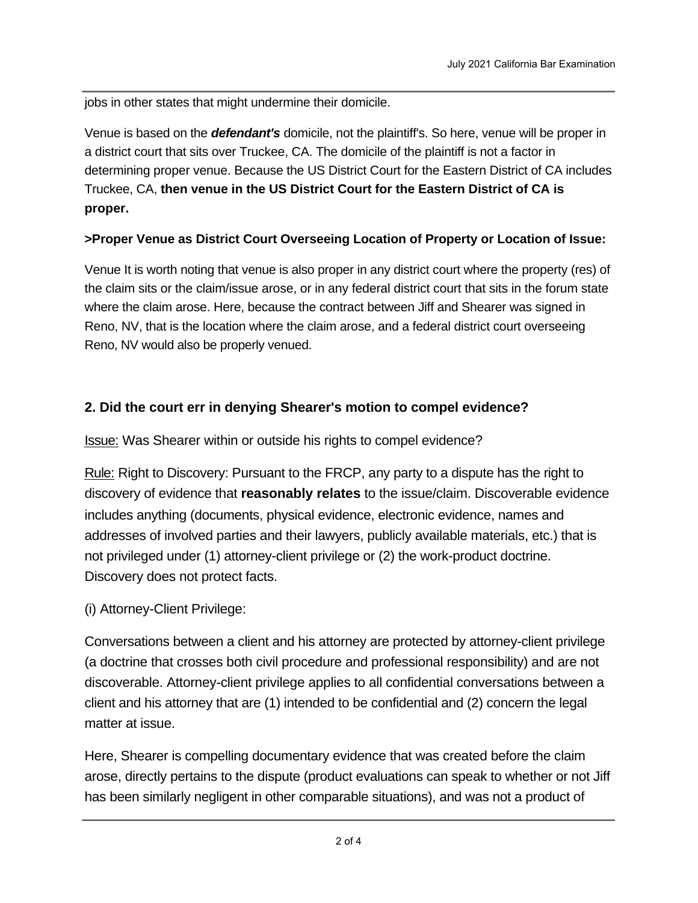jobs in other states that might undermine their domicile.

Venue is based on the ***defendant's*** domicile, not the plaintiff's. So here, venue will be proper in a district court that sits over Truckee, CA. The domicile of the plaintiff is not a factor in determining proper venue. Because the US District Court for the Eastern District of CA includes Truckee, CA, **then venue in the US District Court for the Eastern District of CA is proper.**

**>Proper Venue as District Court Overseeing Location of Property or Location of Issue:**

Venue It is worth noting that venue is also proper in any district court where the property (res) of the claim sits or the claim/issue arose, or in any federal district court that sits in the forum state where the claim arose. Here, because the contract between Jiff and Shearer was signed in Reno, NV, that is the location where the claim arose, and a federal district court overseeing Reno, NV would also be properly venued.

**2. Did the court err in denying Shearer's motion to compel evidence?**

<u>Issue:</u> Was Shearer within or outside his rights to compel evidence?

<u>Rule:</u> Right to Discovery: Pursuant to the FRCP, any party to a dispute has the right to discovery of evidence that **reasonably relates** to the issue/claim. Discoverable evidence includes anything (documents, physical evidence, electronic evidence, names and addresses of involved parties and their lawyers, publicly available materials, etc.) that is not privileged under (1) attorney-client privilege or (2) the work-product doctrine. Discovery does not protect facts.

(i) Attorney-Client Privilege:

Conversations between a client and his attorney are protected by attorney-client privilege (a doctrine that crosses both civil procedure and professional responsibility) and are not discoverable. Attorney-client privilege applies to all confidential conversations between a client and his attorney that are (1) intended to be confidential and (2) concern the legal matter at issue.

Here, Shearer is compelling documentary evidence that was created before the claim arose, directly pertains to the dispute (product evaluations can speak to whether or not Jiff has been similarly negligent in other comparable situations), and was not a product of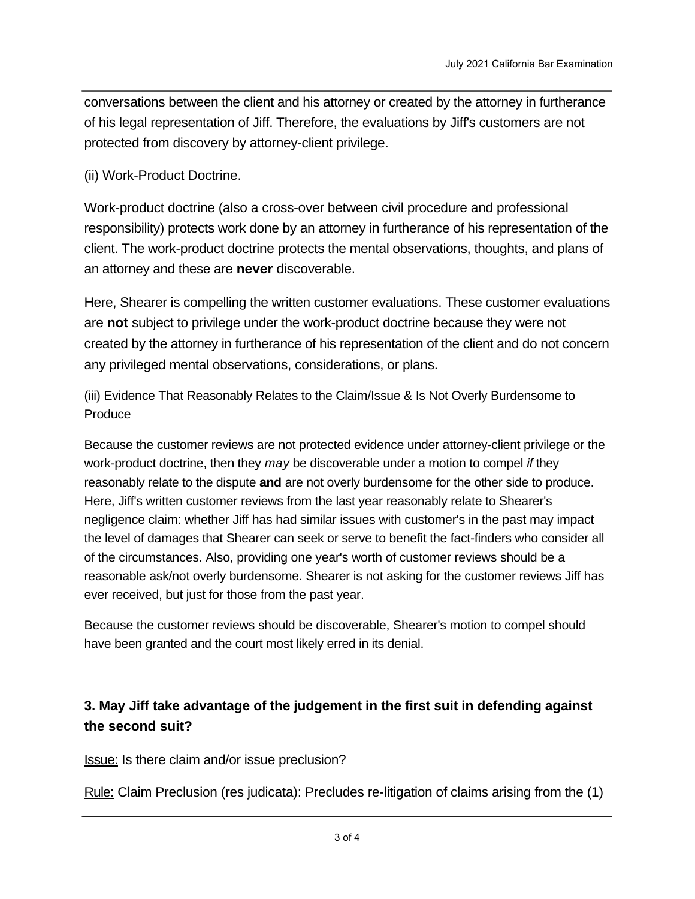conversations between the client and his attorney or created by the attorney in furtherance of his legal representation of Jiff. Therefore, the evaluations by Jiff's customers are not protected from discovery by attorney-client privilege.

(ii) Work-Product Doctrine.

Work-product doctrine (also a cross-over between civil procedure and professional responsibility) protects work done by an attorney in furtherance of his representation of the client. The work-product doctrine protects the mental observations, thoughts, and plans of an attorney and these are **never** discoverable.

Here, Shearer is compelling the written customer evaluations. These customer evaluations are **not** subject to privilege under the work-product doctrine because they were not created by the attorney in furtherance of his representation of the client and do not concern any privileged mental observations, considerations, or plans.

(iii) Evidence That Reasonably Relates to the Claim/Issue & Is Not Overly Burdensome to Produce

Because the customer reviews are not protected evidence under attorney-client privilege or the work-product doctrine, then they *may* be discoverable under a motion to compel *if* they reasonably relate to the dispute **and** are not overly burdensome for the other side to produce. Here, Jiff's written customer reviews from the last year reasonably relate to Shearer's negligence claim: whether Jiff has had similar issues with customer's in the past may impact the level of damages that Shearer can seek or serve to benefit the fact-finders who consider all of the circumstances. Also, providing one year's worth of customer reviews should be a reasonable ask/not overly burdensome. Shearer is not asking for the customer reviews Jiff has ever received, but just for those from the past year.

Because the customer reviews should be discoverable, Shearer's motion to compel should have been granted and the court most likely erred in its denial.

### 3. May Jiff take advantage of the judgement in the first suit in defending against the second suit?

Issue: Is there claim and/or issue preclusion?

Rule: Claim Preclusion (res judicata): Precludes re-litigation of claims arising from the (1)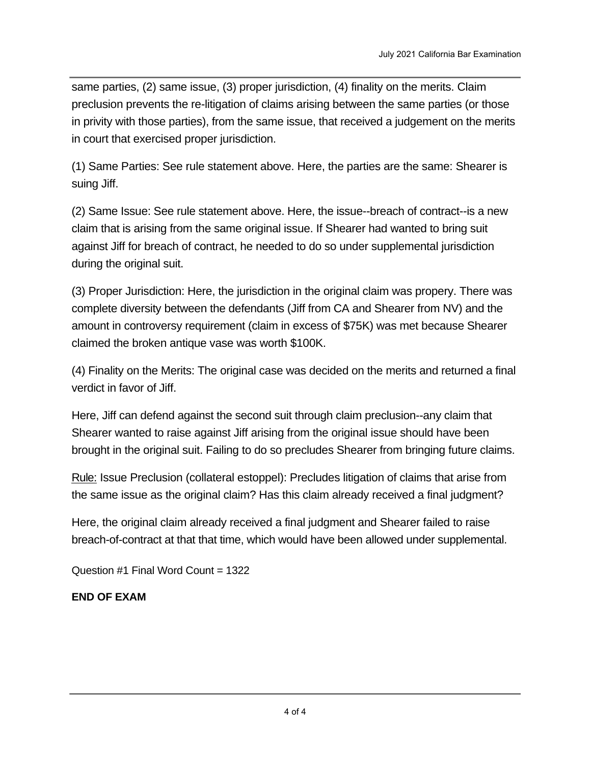same parties, (2) same issue, (3) proper jurisdiction, (4) finality on the merits. Claim preclusion prevents the re-litigation of claims arising between the same parties (or those in privity with those parties), from the same issue, that received a judgement on the merits in court that exercised proper jurisdiction.

(1) Same Parties: See rule statement above. Here, the parties are the same: Shearer is suing Jiff.

(2) Same Issue: See rule statement above. Here, the issue--breach of contract--is a new claim that is arising from the same original issue. If Shearer had wanted to bring suit against Jiff for breach of contract, he needed to do so under supplemental jurisdiction during the original suit.

(3) Proper Jurisdiction: Here, the jurisdiction in the original claim was propery. There was complete diversity between the defendants (Jiff from CA and Shearer from NV) and the amount in controversy requirement (claim in excess of $75K) was met because Shearer claimed the broken antique vase was worth $100K.

(4) Finality on the Merits: The original case was decided on the merits and returned a final verdict in favor of Jiff.

Here, Jiff can defend against the second suit through claim preclusion--any claim that Shearer wanted to raise against Jiff arising from the original issue should have been brought in the original suit. Failing to do so precludes Shearer from bringing future claims.

<u>Rule:</u> Issue Preclusion (collateral estoppel): Precludes litigation of claims that arise from the same issue as the original claim? Has this claim already received a final judgment?

Here, the original claim already received a final judgment and Shearer failed to raise breach-of-contract at that that time, which would have been allowed under supplemental.

Question #1 Final Word Count = 1322

**END OF EXAM**